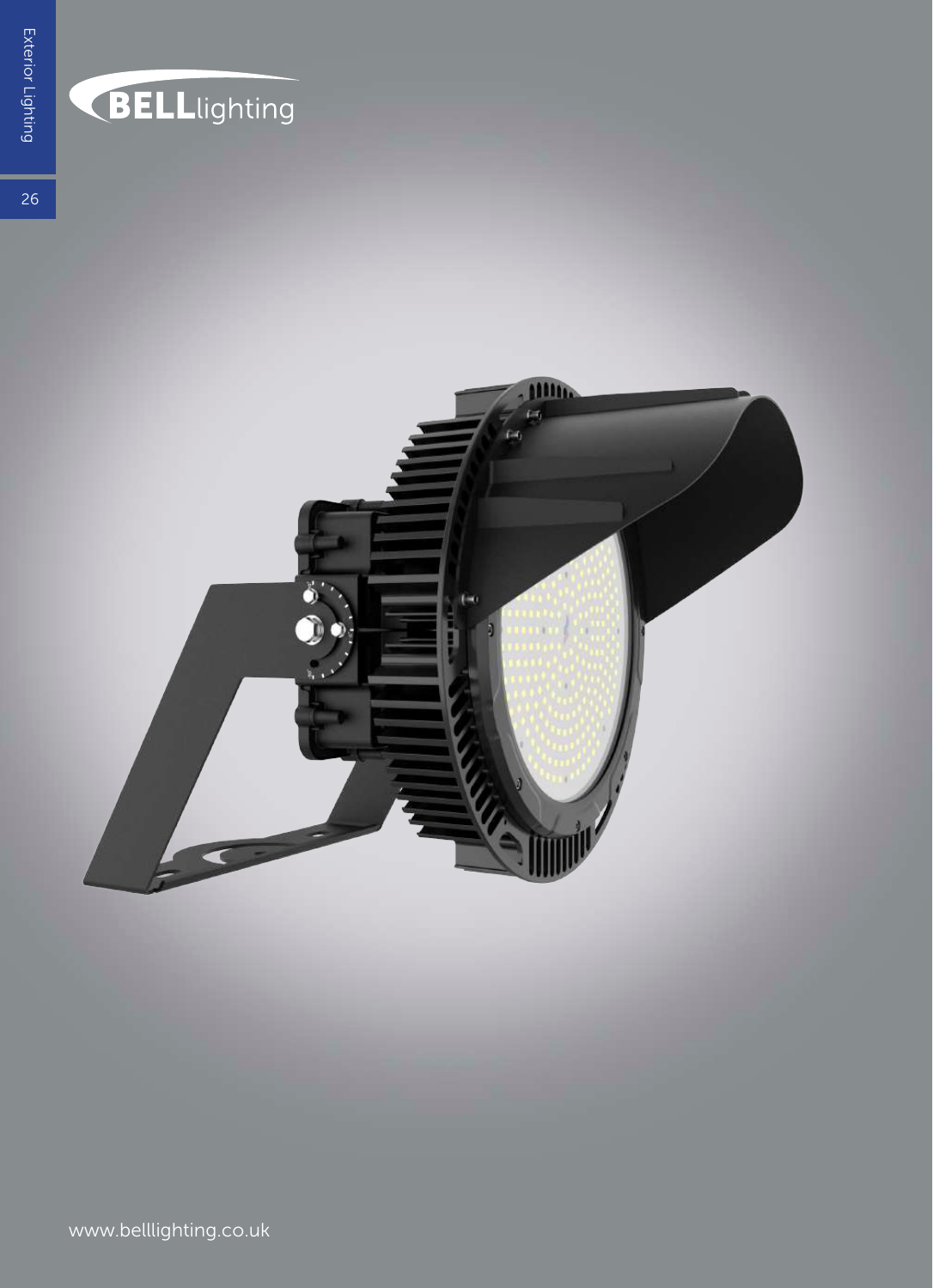BELLlighting

Exterior Lighting

www.belllighting.co.uk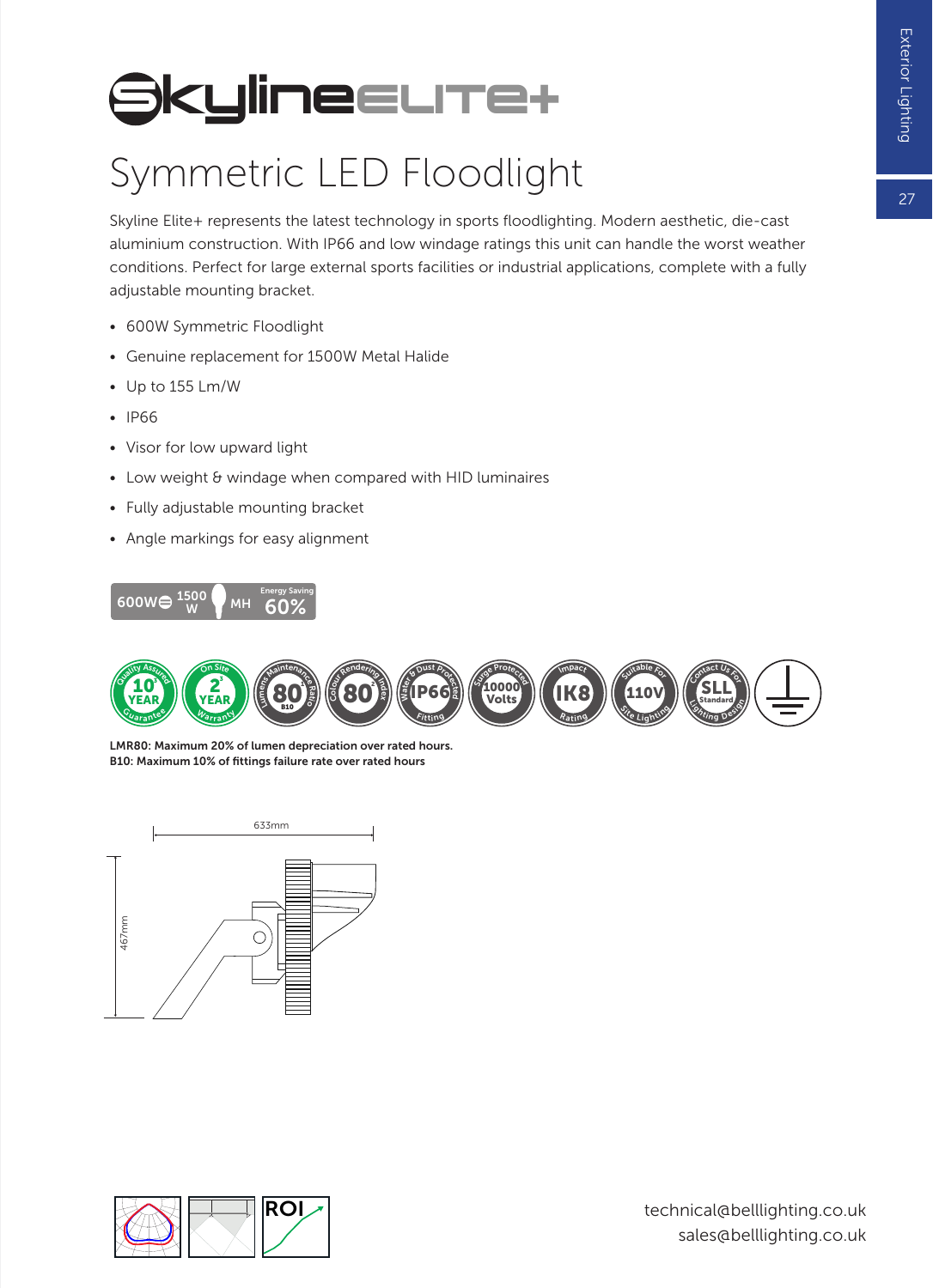# SkylineELITE+

## Symmetric LED Floodlight

Skyline Elite+ represents the latest technology in sports floodlighting. Modern aesthetic, die-cast aluminium construction. With IP66 and low windage ratings this unit can handle the worst weather conditions. Perfect for large external sports facilities or industrial applications, complete with a fully adjustable mounting bracket.

- 600W Symmetric Floodlight
- Genuine replacement for 1500W Metal Halide
- Up to 155 Lm/W
- IP66
- Visor for low upward light
- Low weight & windage when compared with HID luminaires
- Fully adjustable mounting bracket
- Angle markings for easy alignment

600W = 1500W MH — Energy Saving 60%

**LMR80: Maximum 20% of lumen depreciation over rated hours.**
**B10: Maximum 10% of fittings failure rate over rated hours**

633mm

467mm

technical@belllighting.co.uk
sales@belllighting.co.uk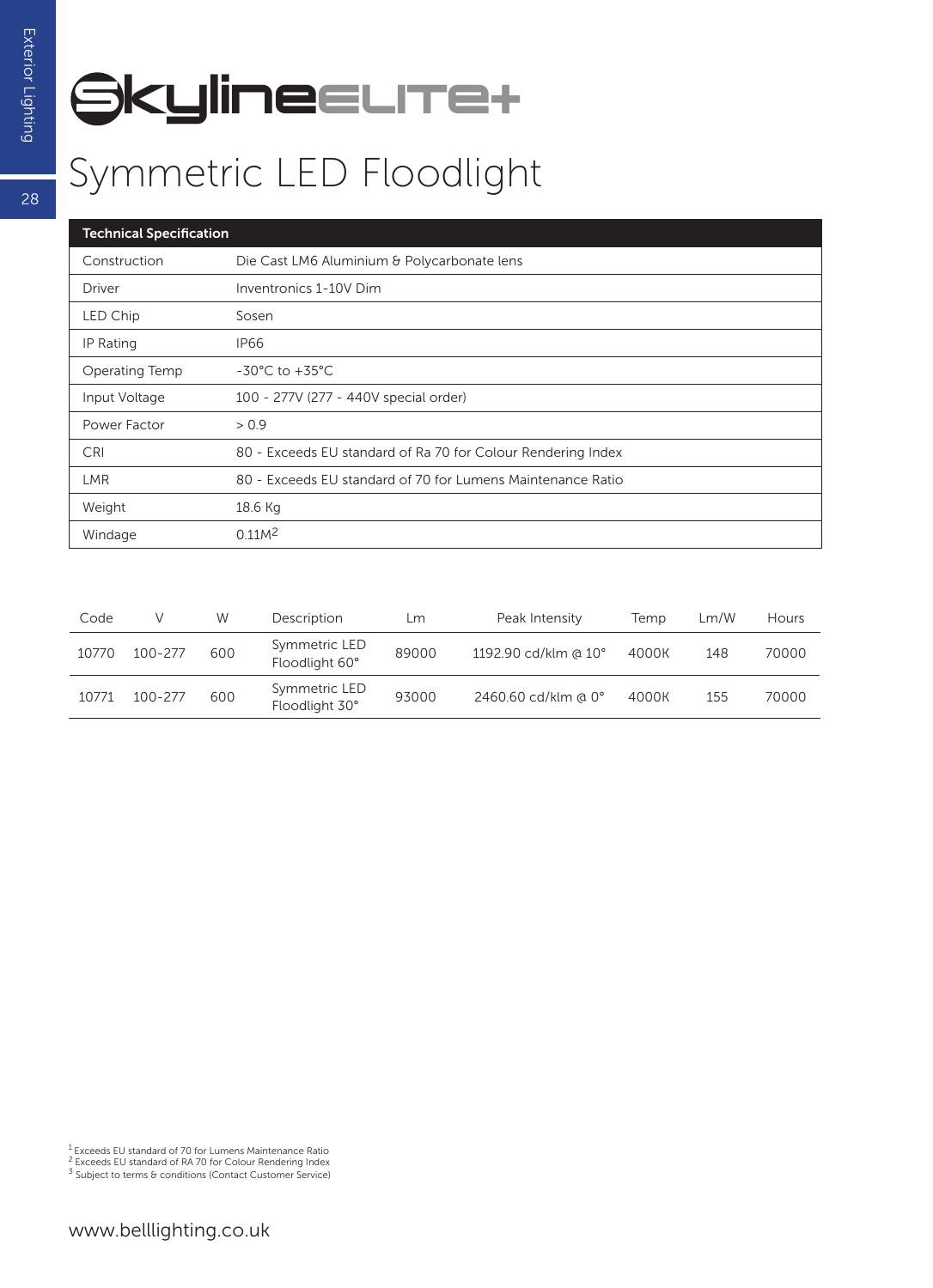# SkylineELITE+

## Symmetric LED Floodlight

| Technical Specification | |
|---|---|
| Construction | Die Cast LM6 Aluminium & Polycarbonate lens |
| Driver | Inventronics 1-10V Dim |
| LED Chip | Sosen |
| IP Rating | IP66 |
| Operating Temp | -30°C to +35°C |
| Input Voltage | 100 - 277V (277 - 440V special order) |
| Power Factor | > 0.9 |
| CRI | 80 - Exceeds EU standard of Ra 70 for Colour Rendering Index |
| LMR | 80 - Exceeds EU standard of 70 for Lumens Maintenance Ratio |
| Weight | 18.6 Kg |
| Windage | 0.11M² |

| Code | V | W | Description | Lm | Peak Intensity | Temp | Lm/W | Hours |
|---|---|---|---|---|---|---|---|---|
| 10770 | 100-277 | 600 | Symmetric LED Floodlight 60° | 89000 | 1192.90 cd/klm @ 10° | 4000K | 148 | 70000 |
| 10771 | 100-277 | 600 | Symmetric LED Floodlight 30° | 93000 | 2460.60 cd/klm @ 0° | 4000K | 155 | 70000 |

[1] Exceeds EU standard of 70 for Lumens Maintenance Ratio
[2] Exceeds EU standard of RA 70 for Colour Rendering Index
[3] Subject to terms & conditions (Contact Customer Service)

www.belllighting.co.uk